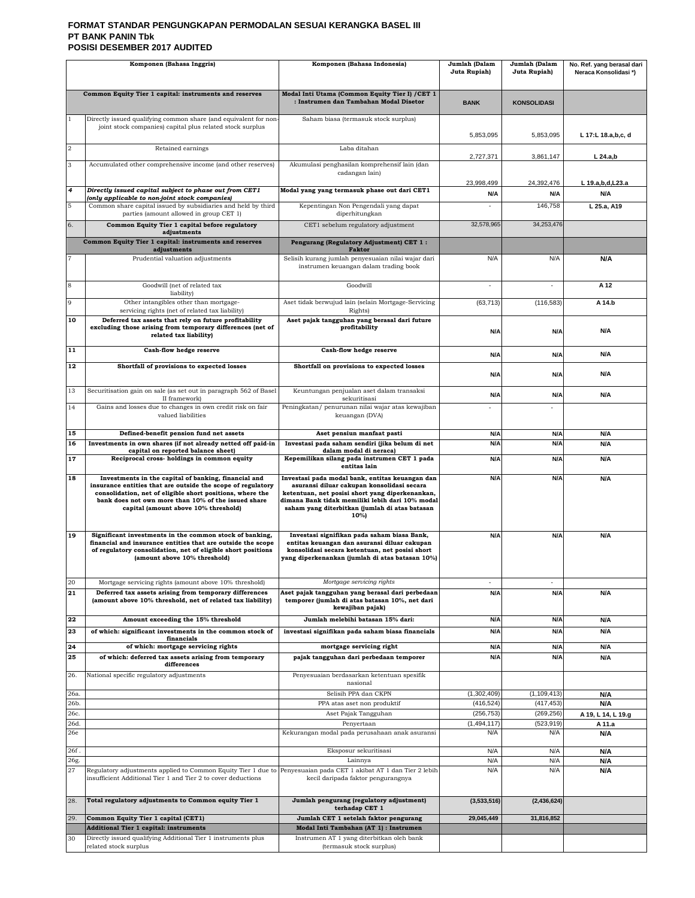# FORMAT STANDAR PENGUNGKAPAN PERMODALAN SESUAI KERANGKA BASEL III
## PT BANK PANIN Tbk
## POSISI DESEMBER 2017 AUDITED

| | Komponen (Bahasa Inggris) | Komponen (Bahasa Indonesia) | Jumlah (Dalam Juta Rupiah) | Jumlah (Dalam Juta Rupiah) | No. Ref. yang berasal dari Neraca Konsolidasi *) |
|---|---|---|---|---|---|
| | **Common Equity Tier 1 capital: instruments and reserves** | **Modal Inti Utama (Common Equity Tier I) /CET 1 : Instrumen dan Tambahan Modal Disetor** | **BANK** | **KONSOLIDASI** | |
| 1 | Directly issued qualifying common share (and equivalent for non-joint stock companies) capital plus related stock surplus | Saham biasa (termasuk stock surplus) | 5,853,095 | 5,853,095 | L 17:L 18.a,b,c, d |
| 2 | Retained earnings | Laba ditahan | 2,727,371 | 3,861,147 | L 24.a,b |
| 3 | Accumulated other comprehensive income (and other reserves) | Akumulasi penghasilan komprehensif lain (dan cadangan lain) | 23,998,499 | 24,392,476 | L 19.a,b,d,L23.a |
| *4* | ***Directly issued capital subject to phase out from CET1 (only applicable to non-joint stock companies)*** | **Modal yang yang termasuk phase out dari CET1** | N/A | N/A | N/A |
| 5 | Common share capital issued by subsidiaries and held by third parties (amount allowed in group CET 1) | Kepentingan Non Pengendali yang dapat diperhitungkan | - | 146,758 | L 25.a, A19 |
| 6. | **Common Equity Tier 1 capital before regulatory adjustments** | CET1 sebelum regulatory adjustment | 32,578,965 | 34,253,476 | |
| | **Common Equity Tier 1 capital: instruments and reserves adjustments** | **Pengurang (Regulatory Adjustment) CET 1 : Faktor** | | | |
| 7 | Prudential valuation adjustments | Selisih kurang jumlah penyesuaian nilai wajar dari instrumen keuangan dalam trading book | N/A | N/A | N/A |
| 8 | Goodwill (net of related tax liability) | Goodwill | - | - | A 12 |
| 9 | Other intangibles other than mortgage-servicing rights (net of related tax liability) | Aset tidak berwujud lain (selain Mortgage-Servicing Rights) | (63,713) | (116,583) | A 14.b |
| **10** | **Deferred tax assets that rely on future profitability excluding those arising from temporary differences (net of related tax liability)** | **Aset pajak tangguhan yang berasal dari future profitability** | N/A | N/A | N/A |
| **11** | **Cash-flow hedge reserve** | **Cash-flow hedge reserve** | N/A | N/A | N/A |
| **12** | **Shortfall of provisions to expected losses** | **Shortfall on provisions to expected losses** | N/A | N/A | N/A |
| 13 | Securitisation gain on sale (as set out in paragraph 562 of Basel II framework) | Keuntungan penjualan aset dalam transaksi sekuritisasi | N/A | N/A | N/A |
| 14 | Gains and losses due to changes in own credit risk on fair valued liabilities | Peningkatan/ penurunan nilai wajar atas kewajiban keuangan (DVA) | - | - | |
| **15** | **Defined-benefit pension fund net assets** | **Aset pensiun manfaat pasti** | N/A | N/A | N/A |
| **16** | **Investments in own shares (if not already netted off paid-in capital on reported balance sheet)** | **Investasi pada saham sendiri (jika belum di net dalam modal di neraca)** | N/A | N/A | N/A |
| **17** | **Reciprocal cross- holdings in common equity** | **Kepemilikan silang pada instrumen CET 1 pada entitas lain** | N/A | N/A | N/A |
| **18** | **Investments in the capital of banking, financial and insurance entities that are outside the scope of regulatory consolidation, net of eligible short positions, where the bank does not own more than 10% of the issued share capital (amount above 10% threshold)** | **Investasi pada modal bank, entitas keuangan dan asuransi diluar cakupan konsolidasi secara ketentuan, net posisi short yang diperkenankan, dimana Bank tidak memiliki lebih dari 10% modal saham yang diterbitkan (jumlah di atas batasan 10%)** | N/A | N/A | N/A |
| **19** | **Significant investments in the common stock of banking, financial and insurance entities that are outside the scope of regulatory consolidation, net of eligible short positions (amount above 10% threshold)** | **Investasi signifikan pada saham biasa Bank, entitas keuangan dan asuransi diluar cakupan konsolidasi secara ketentuan, net posisi short yang diperkenankan (jumlah di atas batasan 10%)** | N/A | N/A | N/A |
| 20 | Mortgage servicing rights (amount above 10% threshold) | *Mortgage servicing rights* | - | - | |
| **21** | **Deferred tax assets arising from temporary differences (amount above 10% threshold, net of related tax liability)** | **Aset pajak tangguhan yang berasal dari perbedaan temporer (jumlah di atas batasan 10%, net dari kewajiban pajak)** | N/A | N/A | N/A |
| **22** | **Amount exceeding the 15% threshold** | **Jumlah melebihi batasan 15% dari:** | N/A | N/A | N/A |
| **23** | **of which: significant investments in the common stock of financials** | **investasi signifikan pada saham biasa financials** | N/A | N/A | N/A |
| **24** | **of which: mortgage servicing rights** | **mortgage servicing right** | N/A | N/A | N/A |
| **25** | **of which: deferred tax assets arising from temporary differences** | **pajak tangguhan dari perbedaan temporer** | N/A | N/A | N/A |
| 26. | National specific regulatory adjustments | Penyesuaian berdasarkan ketentuan spesifik nasional | | | |
| 26a. | | Selisih PPA dan CKPN | (1,302,409) | (1,109,413) | N/A |
| 26b. | | PPA atas aset non produktif | (416,524) | (417,453) | N/A |
| 26c. | | Aset Pajak Tangguhan | (256,753) | (269,256) | A 19, L 14, L 19.g |
| 26d. | | Penyertaan | (1,494,117) | (523,919) | A 11.a |
| 26e | | Kekurangan modal pada perusahaan anak asuransi | N/A | N/A | N/A |
| 26f . | | Eksposur sekuritisasi | N/A | N/A | N/A |
| 26g. | | Lainnya | N/A | N/A | N/A |
| 27 | Regulatory adjustments applied to Common Equity Tier 1 due to insufficient Additional Tier 1 and Tier 2 to cover deductions | Penyesuaian pada CET 1 akibat AT 1 dan Tier 2 lebih kecil daripada faktor pengurangnya | N/A | N/A | N/A |
| 28. | **Total regulatory adjustments to Common equity Tier 1** | **Jumlah pengurang (regulatory adjustment) terhadap CET 1** | **(3,533,516)** | **(2,436,624)** | |
| 29. | **Common Equity Tier 1 capital (CET1)** | **Jumlah CET 1 setelah faktor pengurang** | **29,045,449** | **31,816,852** | |
| | **Additional Tier 1 capital: instruments** | **Modal Inti Tambahan (AT 1) : Instrumen** | | | |
| 30 | Directly issued qualifying Additional Tier 1 instruments plus related stock surplus | Instrumen AT 1 yang diterbitkan oleh bank (termasuk stock surplus) | | | |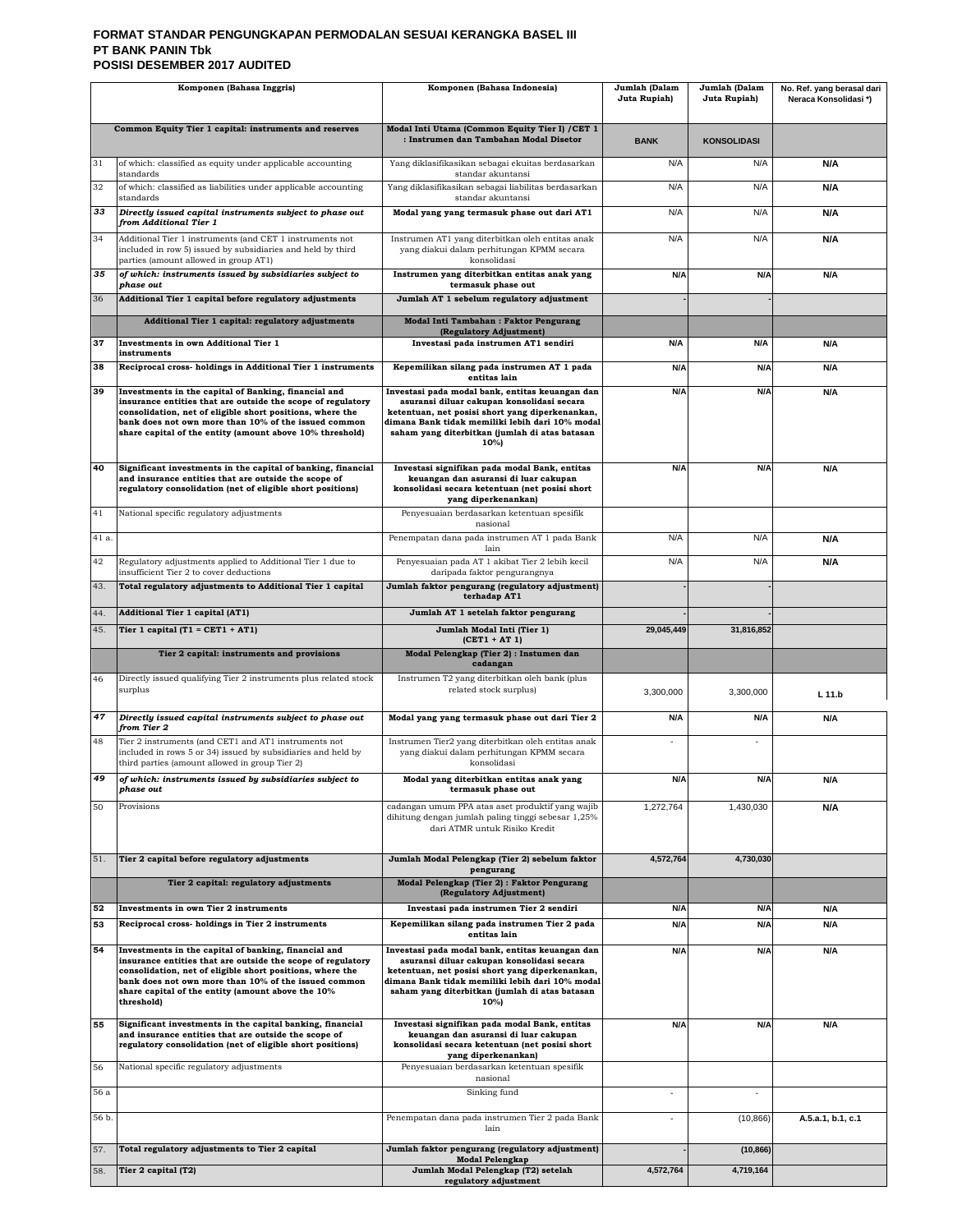**FORMAT STANDAR PENGUNGKAPAN PERMODALAN SESUAI KERANGKA BASEL III**
**PT BANK PANIN Tbk**
**POSISI DESEMBER 2017 AUDITED**

| | Komponen (Bahasa Inggris) | Komponen (Bahasa Indonesia) | Jumlah (Dalam Juta Rupiah) | Jumlah (Dalam Juta Rupiah) | No. Ref. yang berasal dari Neraca Konsolidasi *) |
|---|---|---|---|---|---|
| | **Common Equity Tier 1 capital: instruments and reserves** | **Modal Inti Utama (Common Equity Tier I) /CET 1 : Instrumen dan Tambahan Modal Disetor** | **BANK** | **KONSOLIDASI** | |
| 31 | of which: classified as equity under applicable accounting standards | Yang diklasifikasikan sebagai ekuitas berdasarkan standar akuntansi | N/A | N/A | **N/A** |
| 32 | of which: classified as liabilities under applicable accounting standards | Yang diklasifikasikan sebagai liabilitas berdasarkan standar akuntansi | N/A | N/A | **N/A** |
| ***33*** | ***Directly issued capital instruments subject to phase out from Additional Tier 1*** | **Modal yang yang termasuk phase out dari AT1** | N/A | N/A | **N/A** |
| 34 | Additional Tier 1 instruments (and CET 1 instruments not included in row 5) issued by subsidiaries and held by third parties (amount allowed in group AT1) | Instrumen AT1 yang diterbitkan oleh entitas anak yang diakui dalam perhitungan KPMM secara konsolidasi | N/A | N/A | **N/A** |
| ***35*** | ***of which: instruments issued by subsidiaries subject to phase out*** | **Instrumen yang diterbitkan entitas anak yang termasuk phase out** | **N/A** | **N/A** | **N/A** |
| 36 | **Additional Tier 1 capital before regulatory adjustments** | **Jumlah AT 1 sebelum regulatory adjustment** | - | - | |
| | **Additional Tier 1 capital: regulatory adjustments** | **Modal Inti Tambahan : Faktor Pengurang (Regulatory Adjustment)** | | | |
| **37** | **Investments in own Additional Tier 1 instruments** | **Investasi pada instrumen AT1 sendiri** | **N/A** | **N/A** | **N/A** |
| **38** | **Reciprocal cross- holdings in Additional Tier 1 instruments** | **Kepemilikan silang pada instrumen AT 1 pada entitas lain** | **N/A** | **N/A** | **N/A** |
| **39** | **Investments in the capital of Banking, financial and insurance entities that are outside the scope of regulatory consolidation, net of eligible short positions, where the bank does not own more than 10% of the issued common share capital of the entity (amount above 10% threshold)** | **Investasi pada modal bank, entitas keuangan dan asuransi diluar cakupan konsolidasi secara ketentuan, net posisi short yang diperkenankan, dimana Bank tidak memiliki lebih dari 10% modal saham yang diterbitkan (jumlah di atas batasan 10%)** | **N/A** | **N/A** | **N/A** |
| **40** | **Significant investments in the capital of banking, financial and insurance entities that are outside the scope of regulatory consolidation (net of eligible short positions)** | **Investasi signifikan pada modal Bank, entitas keuangan dan asuransi di luar cakupan konsolidasi secara ketentuan (net posisi short yang diperkenankan)** | **N/A** | **N/A** | **N/A** |
| 41 | National specific regulatory adjustments | Penyesuaian berdasarkan ketentuan spesifik nasional | | | |
| 41 a. | | Penempatan dana pada instrumen AT 1 pada Bank lain | N/A | N/A | **N/A** |
| 42 | Regulatory adjustments applied to Additional Tier 1 due to insufficient Tier 2 to cover deductions | Penyesuaian pada AT 1 akibat Tier 2 lebih kecil daripada faktor pengurangnya | N/A | N/A | **N/A** |
| 43. | **Total regulatory adjustments to Additional Tier 1 capital** | **Jumlah faktor pengurang (regulatory adjustment) terhadap AT1** | - | - | |
| 44. | **Additional Tier 1 capital (AT1)** | **Jumlah AT 1 setelah faktor pengurang** | - | - | |
| 45. | **Tier 1 capital (T1 = CET1 + AT1)** | **Jumlah Modal Inti (Tier 1) (CET1 + AT 1)** | **29,045,449** | **31,816,852** | |
| | **Tier 2 capital: instruments and provisions** | **Modal Pelengkap (Tier 2) : Instumen dan cadangan** | | | |
| 46 | Directly issued qualifying Tier 2 instruments plus related stock surplus | Instrumen T2 yang diterbitkan oleh bank (plus related stock surplus) | 3,300,000 | 3,300,000 | **L 11.b** |
| ***47*** | ***Directly issued capital instruments subject to phase out from Tier 2*** | **Modal yang termasuk phase out dari Tier 2** | **N/A** | **N/A** | **N/A** |
| 48 | Tier 2 instruments (and CET1 and AT1 instruments not included in rows 5 or 34) issued by subsidiaries and held by third parties (amount allowed in group Tier 2) | Instrumen Tier2 yang diterbitkan oleh entitas anak yang diakui dalam perhitungan KPMM secara konsolidasi | - | - | |
| ***49*** | ***of which: instruments issued by subsidiaries subject to phase out*** | **Modal yang diterbitkan entitas anak yang termasuk phase out** | **N/A** | **N/A** | **N/A** |
| 50 | Provisions | cadangan umum PPA atas aset produktif yang wajib dihitung dengan jumlah paling tinggi sebesar 1,25% dari ATMR untuk Risiko Kredit | 1,272,764 | 1,430,030 | **N/A** |
| 51. | **Tier 2 capital before regulatory adjustments** | **Jumlah Modal Pelengkap (Tier 2) sebelum faktor pengurang** | **4,572,764** | **4,730,030** | |
| | **Tier 2 capital: regulatory adjustments** | **Modal Pelengkap (Tier 2) : Faktor Pengurang (Regulatory Adjustment)** | | | |
| **52** | **Investments in own Tier 2 instruments** | **Investasi pada instrumen Tier 2 sendiri** | **N/A** | **N/A** | **N/A** |
| **53** | **Reciprocal cross- holdings in Tier 2 instruments** | **Kepemilikan silang pada instrumen Tier 2 pada entitas lain** | **N/A** | **N/A** | **N/A** |
| **54** | **Investments in the capital of banking, financial and insurance entities that are outside the scope of regulatory consolidation, net of eligible short positions, where the bank does not own more than 10% of the issued common share capital of the entity (amount above the 10% threshold)** | **Investasi pada modal bank, entitas keuangan dan asuransi diluar cakupan konsolidasi secara ketentuan, net posisi short yang diperkenankan, dimana Bank tidak memiliki lebih dari 10% modal saham yang diterbitkan (jumlah di atas batasan 10%)** | **N/A** | **N/A** | **N/A** |
| **55** | **Significant investments in the capital banking, financial and insurance entities that are outside the scope of regulatory consolidation (net of eligible short positions)** | **Investasi signifikan pada modal Bank, entitas keuangan dan asuransi di luar cakupan konsolidasi secara ketentuan (net posisi short yang diperkenankan)** | **N/A** | **N/A** | **N/A** |
| 56 | National specific regulatory adjustments | Penyesuaian berdasarkan ketentuan spesifik nasional | | | |
| 56 a | | Sinking fund | - | - | |
| 56 b. | | Penempatan dana pada instrumen Tier 2 pada Bank lain | - | (10,866) | **A.5.a.1, b.1, c.1** |
| 57. | **Total regulatory adjustments to Tier 2 capital** | **Jumlah faktor pengurang (regulatory adjustment) Modal Pelengkap** | - | **(10,866)** | |
| 58. | **Tier 2 capital (T2)** | **Jumlah Modal Pelengkap (T2) setelah regulatory adjustment** | **4,572,764** | **4,719,164** | |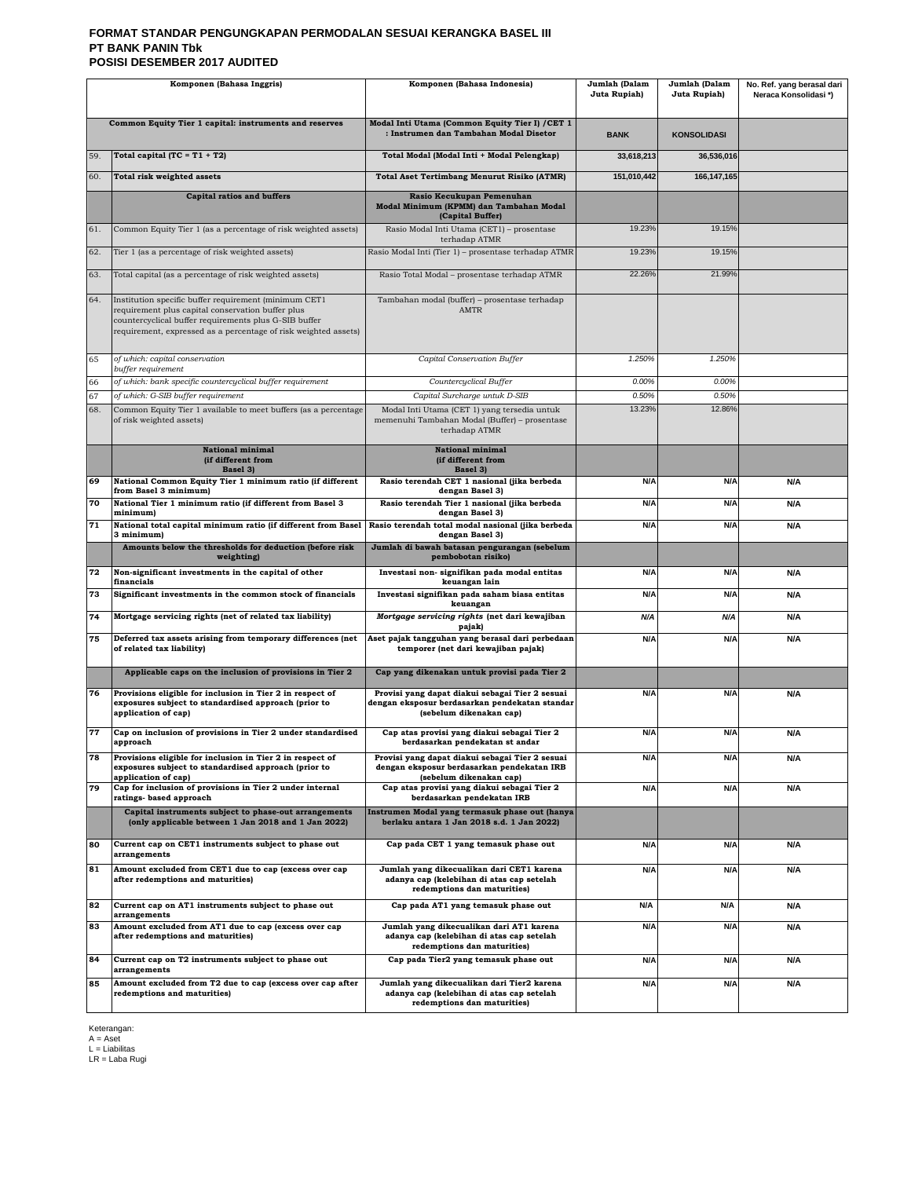# FORMAT STANDAR PENGUNGKAPAN PERMODALAN SESUAI KERANGKA BASEL III
## PT BANK PANIN Tbk
## POSISI DESEMBER 2017 AUDITED

| | Komponen (Bahasa Inggris) | Komponen (Bahasa Indonesia) | Jumlah (Dalam Juta Rupiah) | Jumlah (Dalam Juta Rupiah) | No. Ref. yang berasal dari Neraca Konsolidasi *) |
|---|---|---|---|---|---|
| | **Common Equity Tier 1 capital: instruments and reserves** | **Modal Inti Utama (Common Equity Tier I) /CET 1 : Instrumen dan Tambahan Modal Disetor** | **BANK** | **KONSOLIDASI** | |
| 59. | **Total capital (TC = T1 + T2)** | **Total Modal (Modal Inti + Modal Pelengkap)** | **33,618,213** | **36,536,016** | |
| 60. | **Total risk weighted assets** | **Total Aset Tertimbang Menurut Risiko (ATMR)** | **151,010,442** | **166,147,165** | |
| | **Capital ratios and buffers** | **Rasio Kecukupan Pemenuhan Modal Minimum (KPMM) dan Tambahan Modal (Capital Buffer)** | | | |
| 61. | Common Equity Tier 1 (as a percentage of risk weighted assets) | Rasio Modal Inti Utama (CET1) – prosentase terhadap ATMR | 19.23% | 19.15% | |
| 62. | Tier 1 (as a percentage of risk weighted assets) | Rasio Modal Inti (Tier 1) – prosentase terhadap ATMR | 19.23% | 19.15% | |
| 63. | Total capital (as a percentage of risk weighted assets) | Rasio Total Modal – prosentase terhadap ATMR | 22.26% | 21.99% | |
| 64. | Institution specific buffer requirement (minimum CET1 requirement plus capital conservation buffer plus countercyclical buffer requirements plus G-SIB buffer requirement, expressed as a percentage of risk weighted assets) | Tambahan modal (buffer) – prosentase terhadap AMTR | | | |
| 65 | *of which: capital conservation buffer requirement* | *Capital Conservation Buffer* | *1.250%* | *1.250%* | |
| 66 | *of which: bank specific countercyclical buffer requirement* | *Countercyclical Buffer* | *0.00%* | *0.00%* | |
| 67 | *of which: G-SIB buffer requirement* | *Capital Surcharge untuk D-SIB* | *0.50%* | *0.50%* | |
| 68. | Common Equity Tier 1 available to meet buffers (as a percentage of risk weighted assets) | Modal Inti Utama (CET 1) yang tersedia untuk memenuhi Tambahan Modal (Buffer) – prosentase terhadap ATMR | 13.23% | 12.86% | |
| | **National minimal (if different from Basel 3)** | **National minimal (if different from Basel 3)** | | | |
| **69** | **National Common Equity Tier 1 minimum ratio (if different from Basel 3 minimum)** | **Rasio terendah CET 1 nasional (jika berbeda dengan Basel 3)** | **N/A** | **N/A** | **N/A** |
| **70** | **National Tier 1 minimum ratio (if different from Basel 3 minimum)** | **Rasio terendah Tier 1 nasional (jika berbeda dengan Basel 3)** | **N/A** | **N/A** | **N/A** |
| **71** | **National total capital minimum ratio (if different from Basel 3 minimum)** | **Rasio terendah total modal nasional (jika berbeda dengan Basel 3)** | **N/A** | **N/A** | **N/A** |
| | **Amounts below the thresholds for deduction (before risk weighting)** | **Jumlah di bawah batasan pengurangan (sebelum pembobotan risiko)** | | | |
| **72** | **Non-significant investments in the capital of other financials** | **Investasi non- signifikan pada modal entitas keuangan lain** | **N/A** | **N/A** | **N/A** |
| **73** | **Significant investments in the common stock of financials** | **Investasi signifikan pada saham biasa entitas keuangan** | **N/A** | **N/A** | **N/A** |
| **74** | **Mortgage servicing rights (net of related tax liability)** | ***Mortgage servicing rights* (net dari kewajiban pajak)** | ***N/A*** | ***N/A*** | **N/A** |
| **75** | **Deferred tax assets arising from temporary differences (net of related tax liability)** | **Aset pajak tangguhan yang berasal dari perbedaan temporer (net dari kewajiban pajak)** | **N/A** | **N/A** | **N/A** |
| | **Applicable caps on the inclusion of provisions in Tier 2** | **Cap yang dikenakan untuk provisi pada Tier 2** | | | |
| **76** | **Provisions eligible for inclusion in Tier 2 in respect of exposures subject to standardised approach (prior to application of cap)** | **Provisi yang dapat diakui sebagai Tier 2 sesuai dengan eksposur berdasarkan pendekatan standar (sebelum dikenakan cap)** | **N/A** | **N/A** | **N/A** |
| **77** | **Cap on inclusion of provisions in Tier 2 under standardised approach** | **Cap atas provisi yang diakui sebagai Tier 2 berdasarkan pendekatan st andar** | **N/A** | **N/A** | **N/A** |
| **78** | **Provisions eligible for inclusion in Tier 2 in respect of exposures subject to standardised approach (prior to application of cap)** | **Provisi yang dapat diakui sebagai Tier 2 sesuai dengan eksposur berdasarkan pendekatan IRB (sebelum dikenakan cap)** | **N/A** | **N/A** | **N/A** |
| **79** | **Cap for inclusion of provisions in Tier 2 under internal ratings- based approach** | **Cap atas provisi yang diakui sebagai Tier 2 berdasarkan pendekatan IRB** | **N/A** | **N/A** | **N/A** |
| | **Capital instruments subject to phase-out arrangements (only applicable between 1 Jan 2018 and 1 Jan 2022)** | **Instrumen Modal yang termasuk phase out (hanya berlaku antara 1 Jan 2018 s.d. 1 Jan 2022)** | | | |
| **80** | **Current cap on CET1 instruments subject to phase out arrangements** | **Cap pada CET 1 yang temasuk phase out** | **N/A** | **N/A** | **N/A** |
| **81** | **Amount excluded from CET1 due to cap (excess over cap after redemptions and maturities)** | **Jumlah yang dikecualikan dari CET1 karena adanya cap (kelebihan di atas cap setelah redemptions dan maturities)** | **N/A** | **N/A** | **N/A** |
| **82** | **Current cap on AT1 instruments subject to phase out arrangements** | **Cap pada AT1 yang temasuk phase out** | **N/A** | **N/A** | **N/A** |
| **83** | **Amount excluded from AT1 due to cap (excess over cap after redemptions and maturities)** | **Jumlah yang dikecualikan dari AT1 karena adanya cap (kelebihan di atas cap setelah redemptions dan maturities)** | **N/A** | **N/A** | **N/A** |
| **84** | **Current cap on T2 instruments subject to phase out arrangements** | **Cap pada Tier2 yang temasuk phase out** | **N/A** | **N/A** | **N/A** |
| **85** | **Amount excluded from T2 due to cap (excess over cap after redemptions and maturities)** | **Jumlah yang dikecualikan dari Tier2 karena adanya cap (kelebihan di atas cap setelah redemptions dan maturities)** | **N/A** | **N/A** | **N/A** |

Keterangan:
A = Aset
L = Liabilitas
LR = Laba Rugi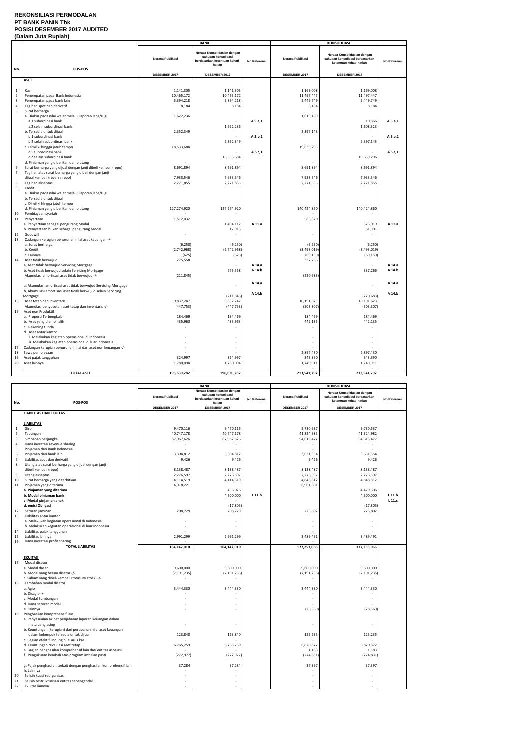**REKONSILIASI PERMODALAN**
**PT BANK PANIN Tbk**
**POSISI DESEMBER 2017 AUDITED**
**(Dalam Juta Rupiah)**

| No. | POS-POS | BANK | | | KONSOLIDASI | | |
|---|---|---|---|---|---|---|---|
| | | Neraca Publikasi | Neraca Konsolidasian dengan cakupan konsolidasi berdasarkan ketentuan kehati-hatian | No Referensi | Neraca Publikasi | Neraca Konsolidasian dengan cakupan konsolidasi berdasarkan ketentuan kehati-hatian | No Referensi |
| | | DESEMBER 2017 | DESEMBER 2017 | | DESEMBER 2017 | DESEMBER 2017 | |
| | **ASET** | | | | | | |
| 1. | Kas | 1,141,305 | 1,141,305 | | 1,169,008 | 1,169,008 | |
| 2. | Penempatan pada Bank Indonesia | 10,465,172 | 10,465,172 | | 11,497,447 | 11,497,447 | |
| 3. | Penempatan pada bank lain | 5,394,218 | 5,394,218 | | 5,449,749 | 5,449,749 | |
| 4. | Tagihan spot dan derivatif | 8,184 | 8,184 | | 8,184 | 8,184 | |
| 5. | Surat berharga | | | | | | |
| | a. Diukur pada nilai wajar melalui laporan laba/rugi | 1,622,236 | | | 1,619,189 | | |
| | a.1 subordinasi bank | | - | A 5.a,1 | | 10,866 | A 5.a,1 |
| | a.2 selain subordinasi bank | | 1,622,236 | | | 1,608,323 | |
| | b. Tersedia untuk dijual | 2,352,349 | | | 2,397,143 | | |
| | b.1 subordinasi bank | | - | A 5.b,1 | | - | A 5.b,1 |
| | b.2 selain subordinasi bank | | 2,352,349 | | | 2,397,143 | |
| | c. Dimiliki hingga jatuh tempo | 18,533,684 | | | 19,639,296 | | |
| | c.1 subordinasi bank | | - | A 5.c,1 | | - | A 5.c,1 |
| | c.2 selain subordinasi bank | | 18,533,684 | | | 19,639,296 | |
| | d. Pinjaman yang diberikan dan piutang | - | - | | - | - | |
| 6. | Surat berharga yang dijual dengan janji dibeli kembali (repo) | 8,691,894 | 8,691,894 | | 8,691,894 | 8,691,894 | |
| 7. | Tagihan atas surat berharga yang dibeli dengan janji dijual kembali (reverse repo) | 7,933,546 | 7,933,546 | | 7,933,546 | 7,933,546 | |
| 8. | Tagihan akseptasi | 2,271,855 | 2,271,855 | | 2,271,855 | 2,271,855 | |
| 9. | Kredit | | | | | | |
| | a. Diukur pada nilai wajar melalui laporan laba/rugi | | | | | | |
| | b. Tersedia untuk dijual | | | | | | |
| | c. Dimiliki hingga jatuh tempo | | | | | | |
| | d. Pinjaman yang diberikan dan piutang | 127,274,920 | 127,274,920 | | 140,424,860 | 140,424,860 | |
| 10. | Pembiayaan syariah | - | - | | | - | |
| 11. | Penyertaan | 1,512,032 | | | 585,820 | | |
| | a. Penyertaan sebagai pengurang Modal | | 1,494,117 | A 11.a | | 523,919 | A 11.a |
| | b. Penyertaan bukan sebagai pengurang Modal | | 17,915 | | | 61,901 | |
| 12. | Goodwill | - | - | | - | - | |
| 13. | Cadangan kerugian penurunan nilai aset keuangan -/- | | | | | | |
| | a. Surat berharga | (6,250) | (6,250) | | (6,250) | (6,250) | |
| | b. Kredit | (2,742,968) | (2,742,968) | | (3,493,019) | (3,493,019) | |
| | c. Lainnya | (625) | (625) | | (69,159) | (69,159) | |
| 14. | Aset tidak berwujud | 275,558 | | | 337,266 | | |
| | a, Aset tidak berwujud Servicing Mortgage | | - | A 14.a | | - | A 14.a |
| | b, Aset tidak berwujud selain Servicing Mortgage | | 275,558 | A 14.b | | 337,266 | A 14.b |
| | Akumulasi amortisasi aset tidak berwujud -/- | (211,845) | | | (220,683) | | |
| | a, Akumulasi amortisasi aset tidak berwujud Servicing Mortgage | | - | A 14.a | | - | A 14.a |
| | b, Akumulasi amortisasi aset tidak berwujud selain Servicing Mortgage | | (211,845) | A 14.b | | (220,683) | A 14.b |
| 15. | Aset tetap dan inventaris | 9,837,247 | 9,837,247 | | 10,191,623 | 10,191,623 | |
| | Akumulasi penyusutan aset tetap dan inventaris -/- | (447,753) | (447,753) | | (503,307) | (503,307) | |
| 16. | Aset non Produktif | | | | | | |
| | a. Properti Terbengkalai | 184,469 | 184,469 | | 184,469 | 184,469 | |
| | b. Aset yang diambil alih | 435,963 | 435,963 | | 442,135 | 442,135 | |
| | c. Rekening tunda | - | - | | - | - | |
| | d. Aset antar kantor | | | | | | |
| | i. Melakukan kegiatan operasional di Indonesia | - | - | | - | - | |
| | ii. Melakukan kegiatan operasional di luar Indonesia | - | - | | - | - | |
| 17. | Cadangan kerugian penurunan nilai dari aset non keuangan -/- | - | - | | - | - | |
| 18. | Sewa pembiayaan | - | - | | 2,897,430 | 2,897,430 | |
| 19. | Aset pajak tangguhan | 324,997 | 324,997 | | 343,390 | 343,390 | |
| 20. | Aset lainnya | 1,780,094 | 1,780,094 | | 1,749,911 | 1,749,911 | |
| | **TOTAL ASET** | **196,630,282** | **196,630,282** | | **213,541,797** | **213,541,797** | |

| No. | POS-POS | BANK | | | KONSOLIDASI | | |
|---|---|---|---|---|---|---|---|
| | | Neraca Publikasi | Neraca Konsolidasian dengan cakupan konsolidasi berdasarkan ketentuan kehati-hatian | No Referensi | Neraca Publikasi | Neraca Konsolidasian dengan cakupan konsolidasi berdasarkan ketentuan kehati-hatian | No Referensi |
| | | DESEMBER 2017 | DESEMBER 2017 | | DESEMBER 2017 | DESEMBER 2017 | |
| | **LIABILITAS DAN EKUITAS** | | | | | | |
| | **LIABILITAS** | | | | | | |
| 1. | Giro | 9,470,116 | 9,470,116 | | 9,730,637 | 9,730,637 | |
| 2. | Tabungan | 40,747,178 | 40,747,178 | | 41,324,982 | 41,324,982 | |
| 3. | Simpanan berjangka | 87,967,626 | 87,967,626 | | 94,615,477 | 94,615,477 | |
| 4. | Dana investasi revenue sharing | - | - | | - | - | |
| 5. | Pinjaman dari Bank Indonesia | - | - | | - | - | |
| 6. | Pinjaman dari bank lain | 3,304,812 | 3,304,812 | | 3,631,554 | 3,631,554 | |
| 7. | Liabilitas spot dan derivatif | 9,426 | 9,426 | | 9,426 | 9,426 | |
| 8. | Utang atas surat berharga yang dijual dengan janji dibeli kembali (repo) | 8,138,487 | 8,138,487 | | 8,138,487 | 8,138,487 | |
| 9. | Utang akseptasi | 2,276,597 | 2,276,597 | | 2,276,597 | 2,276,597 | |
| 10. | Surat berharga yang diterbitkan | 4,114,519 | 4,114,519 | | 4,848,812 | 4,848,812 | |
| 11. | Pinjaman yang diterima | 4,918,221 | | | 8,961,801 | | |
| | **a. Pinjaman yang diterima** | | 436,026 | | | 4,479,606 | |
| | **b. Modal pinjaman bank** | | 4,500,000 | L 11.b | | 4,500,000 | L 11.b |
| | **c. Modal pinjaman anak** | | - | | | - | L 11.c |
| | **d. emisi Obligasi** | | (17,805) | | | (17,805) | |
| 12. | Setoran jaminan | 208,729 | 208,729 | | 225,802 | 225,802 | |
| 13. | Liabilitas antar kantor | | | | | | |
| | a. Melakukan kegiatan operasional di Indonesia | - | - | | - | - | |
| | b. Melakukan kegiatan operasional di luar Indonesia | - | - | | - | - | |
| 14. | Liabilitas pajak tangguhan | - | - | | - | - | |
| 15. | Liabilitas lainnya | 2,991,299 | 2,991,299 | | 3,489,491 | 3,489,491 | |
| 16. | Dana investasi profit sharing | - | - | | - | - | |
| | **TOTAL LIABILITAS** | **164,147,010** | **164,147,010** | | **177,253,066** | **177,253,066** | |
| | **EKUITAS** | | | | | | |
| 17. | Modal disetor | | | | | | |
| | a. Modal dasar | 9,600,000 | 9,600,000 | | 9,600,000 | 9,600,000 | |
| | b. Modal yang belum disetor -/- | (7,191,235) | (7,191,235) | | (7,191,235) | (7,191,235) | |
| | c. Saham yang dibeli kembali (treasury stock) -/- | - | - | | - | - | |
| 18. | Tambahan modal disetor | | | | | | |
| | a. Agio | 3,444,330 | 3,444,330 | | 3,444,330 | 3,444,330 | |
| | b. Disagio -/- | - | - | | - | - | |
| | c. Modal Sumbangan | - | - | | - | - | |
| | d. Dana setoran modal | - | - | | - | - | |
| | e. Lainnya | - | - | | (28,569) | (28,569) | |
| 19. | Penghasilan komprehensif lain | | | | | | |
| | a. Penyesuaian akibat penjabaran laporan keuangan dalam mata uang asing | - | - | | - | - | |
| | b. Keuntungan (kerugian) dari perubahan nilai aset keuangan dalam kelompok tersedia untuk dijual | 123,840 | 123,840 | | 125,235 | 125,235 | |
| | c. Bagian efektif lindung nilai arus kas | - | - | | - | - | |
| | d. Keuntungan revaluasi aset tetap | 6,765,259 | 6,765,259 | | 6,820,872 | 6,820,872 | |
| | e. Bagian penghasilan komprehensif lain dari entitas asosiasi | - | - | | 1,183 | 1,183 | |
| | f. Pengukuran kembali atas program imbalan pasti | (272,977) | (272,977) | | (274,831) | (274,831) | |
| | g. Pajak penghasilan terkait dengan penghasilan komprehensif lain | 37,284 | 37,284 | | 37,397 | 37,397 | |
| | h. Lainnya | - | - | | - | - | |
| 20. | Selisih kuasi reorganisasi | - | - | | - | - | |
| 21. | Selisih restrukturisasi entitas sepengendali | - | - | | - | - | |
| 22. | Ekuitas lainnya | - | - | | - | - | |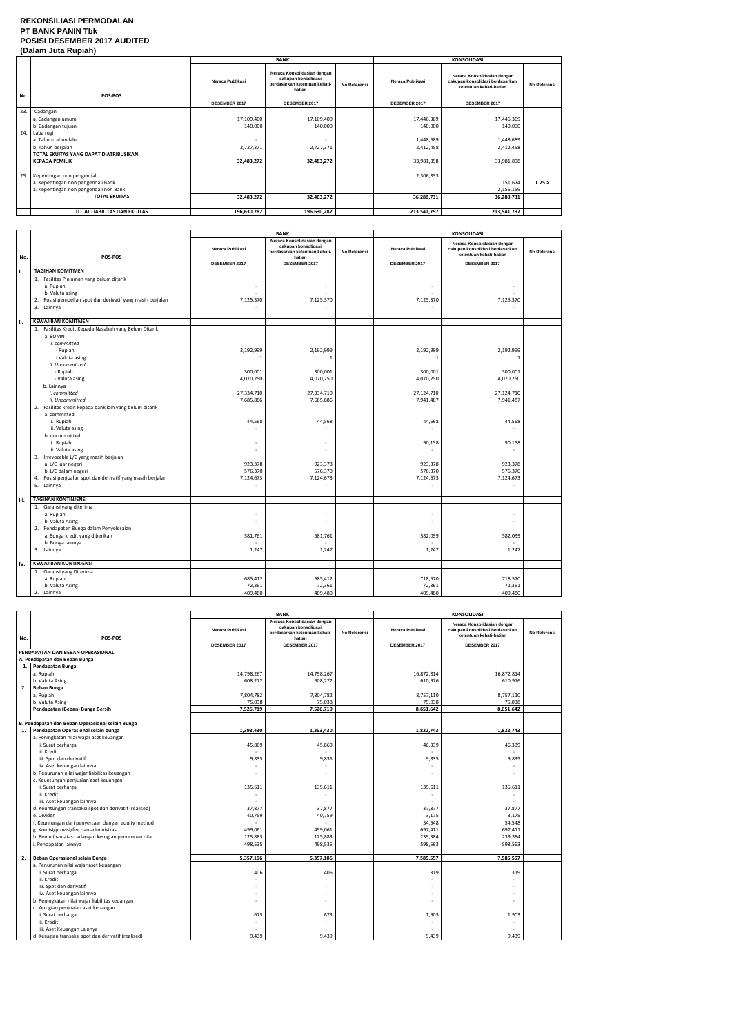**REKONSILIASI PERMODALAN**
**PT BANK PANIN Tbk**
**POSISI DESEMBER 2017 AUDITED**
**(Dalam Juta Rupiah)**

| No. | POS-POS | BANK | | | KONSOLIDASI | | |
|---|---|---|---|---|---|---|---|
| | | Neraca Publikasi | Neraca Konsolidasian dengan cakupan konsolidasi berdasarkan ketentuan kehati-hatian | No Referensi | Neraca Publikasi | Neraca Konsolidasian dengan cakupan konsolidasi berdasarkan ketentuan kehati-hatian | No Referensi |
| | | DESEMBER 2017 | DESEMBER 2017 | | DESEMBER 2017 | DESEMBER 2017 | |
| 23. | Cadangan | | | | | | |
| | a. Cadangan umum | 17,109,400 | 17,109,400 | | 17,446,369 | 17,446,369 | |
| | b. Cadangan tujuan | 140,000 | 140,000 | | 140,000 | 140,000 | |
| 24. | Laba rugi | | | | | | |
| | a. Tahun-tahun lalu | - | - | | 1,448,689 | 1,448,689 | |
| | b. Tahun berjalan | 2,727,371 | 2,727,371 | | 2,412,458 | 2,412,458 | |
| | **TOTAL EKUITAS YANG DAPAT DIATRIBUSIKAN KEPADA PEMILIK** | 32,483,272 | 32,483,272 | | 33,981,898 | 33,981,898 | |
| 25. | Kepentingan non pengendali | | | | 2,306,833 | | |
| | a. Kepentingan non pengendali Bank | | | | | 151,674 | L.25.a |
| | a. Kepentingan non pengendali non Bank | | | | | 2,155,159 | |
| | **TOTAL EKUITAS** | **32,483,272** | **32,483,272** | | **36,288,731** | **36,288,731** | |
| | **TOTAL LIABILITAS DAN EKUITAS** | **196,630,282** | **196,630,282** | | **213,541,797** | **213,541,797** | |

| No. | POS-POS | BANK | | | KONSOLIDASI | | |
|---|---|---|---|---|---|---|---|
| | | Neraca Publikasi | Neraca Konsolidasian dengan cakupan konsolidasi berdasarkan ketentuan kehati-hatian | No Referensi | Neraca Publikasi | Neraca Konsolidasian dengan cakupan konsolidasi berdasarkan ketentuan kehati-hatian | No Referensi |
| | | DESEMBER 2017 | DESEMBER 2017 | | DESEMBER 2017 | DESEMBER 2017 | |
| I. | **TAGIHAN KOMITMEN** | | | | | | |
| | 1. Fasilitas Pinjaman yang belum ditarik | | | | | | |
| | a. Rupiah | - | - | | - | - | |
| | b. Valuta asing | - | - | | - | - | |
| | 2. Posisi pembelian spot dan derivatif yang masih berjalan | 7,125,370 | 7,125,370 | | 7,125,370 | 7,125,370 | |
| | 3. Lainnya | - | - | | - | - | |
| II. | **KEWAJIBAN KOMITMEN** | | | | | | |
| | 1. Fasilitas Kredit Kepada Nasabah yang Belum Ditarik | | | | | | |
| | a. BUMN | | | | | | |
| | *i. committed* | | | | | | |
| | - Rupiah | 2,192,999 | 2,192,999 | | 2,192,999 | 2,192,999 | |
| | - Valuta asing | 1 | 1 | | 1 | 1 | |
| | *ii. Uncommitted* | | | | | | |
| | - Rupiah | 300,001 | 300,001 | | 300,001 | 300,001 | |
| | - Valuta asing | 4,070,250 | 4,070,250 | | 4,070,250 | 4,070,250 | |
| | b. Lainnya | | | | | | |
| | *i. committed* | 27,334,710 | 27,334,710 | | 27,124,710 | 27,124,710 | |
| | *ii. Uncommitted* | 7,685,886 | 7,685,886 | | 7,941,487 | 7,941,487 | |
| | 2. Fasilitas kredit kepada bank lain yang belum ditarik | | | | | | |
| | a. committed | | | | | | |
| | i. Rupiah | 44,568 | 44,568 | | 44,568 | 44,568 | |
| | ii. Valuta asing | - | - | | - | - | |
| | b. uncommitted | | | | | | |
| | i. Rupiah | - | - | | 90,158 | 90,158 | |
| | ii. Valuta asing | - | - | | - | - | |
| | 3. Irrevocable L/C yang masih berjalan | | | | | | |
| | a. L/C luar negeri | 923,378 | 923,378 | | 923,378 | 923,378 | |
| | b. L/C dalam negeri | 576,370 | 576,370 | | 576,370 | 576,370 | |
| | 4. Posisi penjualan spot dan derivatif yang masih berjalan | 7,124,673 | 7,124,673 | | 7,124,673 | 7,124,673 | |
| | 5. Lainnya | - | - | | - | - | |
| III. | **TAGIHAN KONTINJENSI** | | | | | | |
| | 1. Garansi yang diterima | | | | | | |
| | a. Rupiah | - | - | | - | - | |
| | b. Valuta Asing | - | - | | - | - | |
| | 2. Pendapatan Bunga dalam Penyelesaian | | | | | | |
| | a. Bunga kredit yang diberikan | 581,761 | 581,761 | | 582,099 | 582,099 | |
| | b. Bunga lainnya | - | - | | - | - | |
| | 3. Lainnya | 1,247 | 1,247 | | 1,247 | 1,247 | |
| IV. | **KEWAJIBAN KONTINJENSI** | | | | | | |
| | 1. Garansi yang Diterima | | | | | | |
| | a. Rupiah | 685,412 | 685,412 | | 718,570 | 718,570 | |
| | b. Valuta Asing | 72,361 | 72,361 | | 72,361 | 72,361 | |
| | 2. Lainnya | 409,480 | 409,480 | | 409,480 | 409,480 | |

| No. | POS-POS | BANK | | | KONSOLIDASI | | |
|---|---|---|---|---|---|---|---|
| | | Neraca Publikasi | Neraca Konsolidasian dengan cakupan konsolidasi berdasarkan ketentuan kehati-hatian | No Referensi | Neraca Publikasi | Neraca Konsolidasian dengan cakupan konsolidasi berdasarkan ketentuan kehati-hatian | No Referensi |
| | | DESEMBER 2017 | DESEMBER 2017 | | DESEMBER 2017 | DESEMBER 2017 | |
| | **PENDAPATAN DAN BEBAN OPERASIONAL** | | | | | | |
| | **A. Pendapatan dan Beban Bunga** | | | | | | |
| 1. | **Pendapatan Bunga** | | | | | | |
| | a. Rupiah | 14,798,267 | 14,798,267 | | 16,872,814 | 16,872,814 | |
| | b. Valuta Asing | 608,272 | 608,272 | | 610,976 | 610,976 | |
| 2. | **Beban Bunga** | | | | | | |
| | a. Rupiah | 7,804,782 | 7,804,782 | | 8,757,110 | 8,757,110 | |
| | b. Valuta Asing | 75,038 | 75,038 | | 75,038 | 75,038 | |
| | **Pendapatan (Beban) Bunga Bersih** | **7,526,719** | **7,526,719** | | **8,651,642** | **8,651,642** | |
| | **B. Pendapatan dan Beban Operasional selain Bunga** | | | | | | |
| 1. | **Pendapatan Operasional selain bunga** | **1,393,430** | **1,393,430** | | **1,822,743** | **1,822,743** | |
| | a. Peningkatan nilai wajar aset keuangan | | | | | | |
| | i. Surat berharga | 45,869 | 45,869 | | 46,339 | 46,339 | |
| | ii. Kredit | - | - | | - | - | |
| | iii. Spot dan derivatif | 9,835 | 9,835 | | 9,835 | 9,835 | |
| | iv. Aset keuangan lainnya | - | - | | - | - | |
| | b. Penurunan nilai wajar liabilitas keuangan | - | - | | - | - | |
| | c. Keuntungan penjualan aset keuangan | | | | | | |
| | i. Surat berharga | 135,611 | 135,611 | | 135,611 | 135,611 | |
| | ii. Kredit | - | - | | - | - | |
| | iii. Aset keuangan lainnya | - | - | | - | - | |
| | d. Keuntungan transaksi spot dan derivatif (realised) | 37,877 | 37,877 | | 37,877 | 37,877 | |
| | e. Dividen | 40,759 | 40,759 | | 3,175 | 3,175 | |
| | f. Keuntungan dari penyertaan dengan equity method | - | - | | 54,548 | 54,548 | |
| | g. Komisi/provisi/fee dan administrasi | 499,061 | 499,061 | | 697,411 | 697,411 | |
| | h. Pemulihan atas cadangan kerugian penurunan nilai | 125,883 | 125,883 | | 239,384 | 239,384 | |
| | i. Pendapatan lainnya | 498,535 | 498,535 | | 598,563 | 598,563 | |
| 2. | **Beban Operasional selain Bunga** | **5,357,106** | **5,357,106** | | **7,585,557** | **7,585,557** | |
| | a. Penurunan nilai wajar aset keuangan | | | | | | |
| | i. Surat berharga | 406 | 406 | | 319 | 319 | |
| | ii. Kredit | - | - | | - | - | |
| | iii. Spot dan derivatif | - | - | | - | - | |
| | iv. Aset keuangan lainnya | - | - | | - | - | |
| | b. Peningkatan nilai wajar liabilitas keuangan | - | - | | - | - | |
| | c. Kerugian penjualan aset keuangan | | | | | | |
| | i. Surat berharga | 673 | 673 | | 1,903 | 1,903 | |
| | ii. Kredit | - | - | | - | - | |
| | iii. Aset Keuangan Lainnya | - | - | | - | - | |
| | d. Kerugian transaksi spot dan derivatif (realised) | 9,439 | 9,439 | | 9,439 | 9,439 | |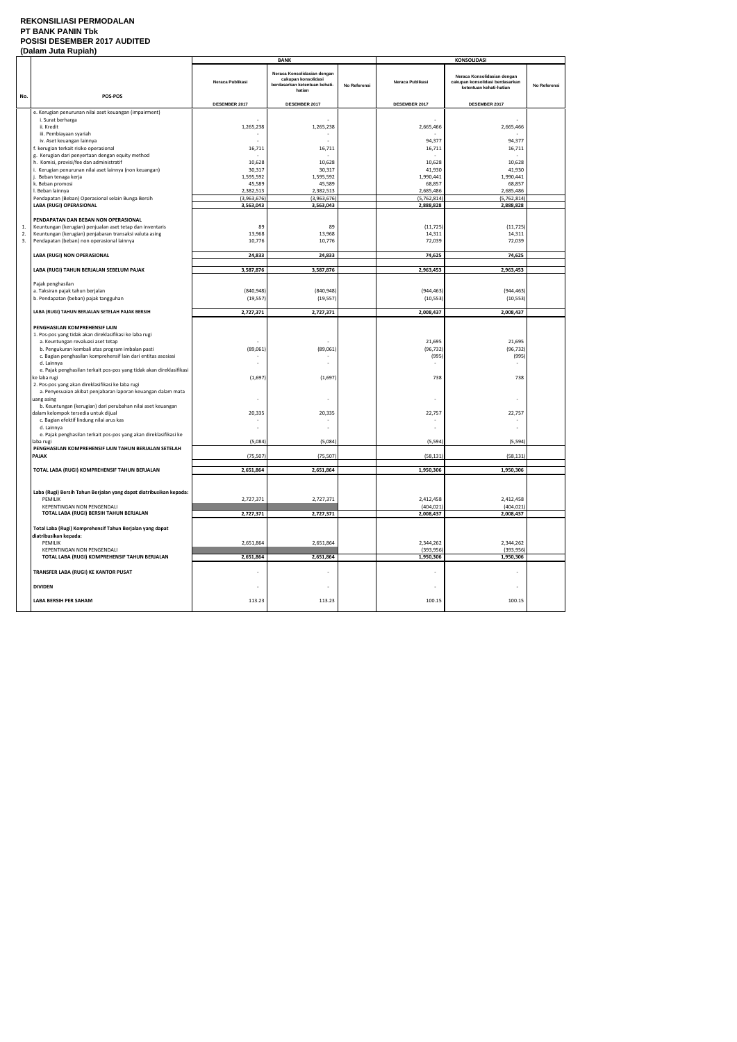# REKONSILIASI PERMODALAN
# PT BANK PANIN Tbk
# POSISI DESEMBER 2017 AUDITED
# (Dalam Juta Rupiah)

| No. | POS-POS | BANK | | | KONSOLIDASI | | |
|---|---|---|---|---|---|---|---|
| | | Neraca Publikasi | Neraca Konsolidasian dengan cakupan konsolidasi berdasarkan ketentuan kehati-hatian | No Referensi | Neraca Publikasi | Neraca Konsolidasian dengan cakupan konsolidasi berdasarkan ketentuan kehati-hatian | No Referensi |
| | | DESEMBER 2017 | DESEMBER 2017 | | DESEMBER 2017 | DESEMBER 2017 | |
| | e. Kerugian penurunan nilai aset keuangan (impairment) | | | | | | |
| | i. Surat berharga | - | - | | - | - | |
| | ii. Kredit | 1,265,238 | 1,265,238 | | 2,665,466 | 2,665,466 | |
| | iii. Pembiayaan syariah | - | - | | - | - | |
| | iv. Aset keuangan lainnya | - | - | | 94,377 | 94,377 | |
| | f. kerugian terkait risiko operasional | 16,711 | 16,711 | | 16,711 | 16,711 | |
| | g. Kerugian dari penyertaan dengan equity method | - | - | | - | - | |
| | h. Komisi, provisi/fee dan administratif | 10,628 | 10,628 | | 10,628 | 10,628 | |
| | i. Kerugian penurunan nilai aset lainnya (non keuangan) | 30,317 | 30,317 | | 41,930 | 41,930 | |
| | j. Beban tenaga kerja | 1,595,592 | 1,595,592 | | 1,990,441 | 1,990,441 | |
| | k. Beban promosi | 45,589 | 45,589 | | 68,857 | 68,857 | |
| | l. Beban lainnya | 2,382,513 | 2,382,513 | | 2,685,486 | 2,685,486 | |
| | Pendapatan (Beban) Operasional selain Bunga Bersih | (3,963,676) | (3,963,676) | | (5,762,814) | (5,762,814) | |
| | **LABA (RUGI) OPERASIONAL** | **3,563,043** | **3,563,043** | | **2,888,828** | **2,888,828** | |
| | **PENDAPATAN DAN BEBAN NON OPERASIONAL** | | | | | | |
| 1. | Keuntungan (kerugian) penjualan aset tetap dan inventaris | 89 | 89 | | (11,725) | (11,725) | |
| 2. | Keuntungan (kerugian) penjabaran transaksi valuta asing | 13,968 | 13,968 | | 14,311 | 14,311 | |
| 3. | Pendapatan (beban) non operasional lainnya | 10,776 | 10,776 | | 72,039 | 72,039 | |
| | **LABA (RUGI) NON OPERASIONAL** | **24,833** | **24,833** | | **74,625** | **74,625** | |
| | **LABA (RUGI) TAHUN BERJALAN SEBELUM PAJAK** | **3,587,876** | **3,587,876** | | **2,963,453** | **2,963,453** | |
| | Pajak penghasilan | | | | | | |
| | a. Taksiran pajak tahun berjalan | (840,948) | (840,948) | | (944,463) | (944,463) | |
| | b. Pendapatan (beban) pajak tangguhan | (19,557) | (19,557) | | (10,553) | (10,553) | |
| | **LABA (RUGI) TAHUN BERJALAN SETELAH PAJAK BERSIH** | **2,727,371** | **2,727,371** | | **2,008,437** | **2,008,437** | |
| | **PENGHASILAN KOMPREHENSIF LAIN** | | | | | | |
| | 1. Pos-pos yang tidak akan direklasifikasi ke laba rugi | | | | | | |
| | a. Keuntungan revaluasi aset tetap | - | - | | 21,695 | 21,695 | |
| | b. Pengukuran kembali atas program imbalan pasti | (89,061) | (89,061) | | (96,732) | (96,732) | |
| | c. Bagian penghasilan komprehensif lain dari entitas asosiasi | - | - | | (995) | (995) | |
| | d. Lainnya | - | - | | - | - | |
| | e. Pajak penghasilan terkait pos-pos yang tidak akan direklasifikasi ke laba rugi | (1,697) | (1,697) | | 738 | 738 | |
| | 2. Pos-pos yang akan direklasifikasi ke laba rugi | | | | | | |
| | a. Penyesuaian akibat penjabaran laporan keuangan dalam mata uang asing | - | - | | - | - | |
| | b. Keuntungan (kerugian) dari perubahan nilai aset keuangan dalam kelompok tersedia untuk dijual | 20,335 | 20,335 | | 22,757 | 22,757 | |
| | c. Bagian efektif lindung nilai arus kas | - | - | | - | - | |
| | d. Lainnya | - | - | | - | - | |
| | e. Pajak penghasilan terkait pos-pos yang akan direklasifikasi ke laba rugi | (5,084) | (5,084) | | (5,594) | (5,594) | |
| | **PENGHASILAN KOMPREHENSIF LAIN TAHUN BERJALAN SETELAH PAJAK** | (75,507) | (75,507) | | (58,131) | (58,131) | |
| | **TOTAL LABA (RUGI) KOMPREHENSIF TAHUN BERJALAN** | **2,651,864** | **2,651,864** | | **1,950,306** | **1,950,306** | |
| | **Laba (Rugi) Bersih Tahun Berjalan yang dapat diatribusikan kepada:** | | | | | | |
| | PEMILIK | 2,727,371 | 2,727,371 | | 2,412,458 | 2,412,458 | |
| | KEPENTINGAN NON PENGENDALI | | | | (404,021) | (404,021) | |
| | **TOTAL LABA (RUGI) BERSIH TAHUN BERJALAN** | **2,727,371** | **2,727,371** | | **2,008,437** | **2,008,437** | |
| | **Total Laba (Rugi) Komprehensif Tahun Berjalan yang dapat diatribusikan kepada:** | | | | | | |
| | PEMILIK | 2,651,864 | 2,651,864 | | 2,344,262 | 2,344,262 | |
| | KEPENTINGAN NON PENGENDALI | | | | (393,956) | (393,956) | |
| | **TOTAL LABA (RUGI) KOMPREHENSIF TAHUN BERJALAN** | **2,651,864** | **2,651,864** | | **1,950,306** | **1,950,306** | |
| | **TRANSFER LABA (RUGI) KE KANTOR PUSAT** | - | - | | - | - | |
| | **DIVIDEN** | - | - | | - | - | |
| | **LABA BERSIH PER SAHAM** | 113.23 | 113.23 | | 100.15 | 100.15 | |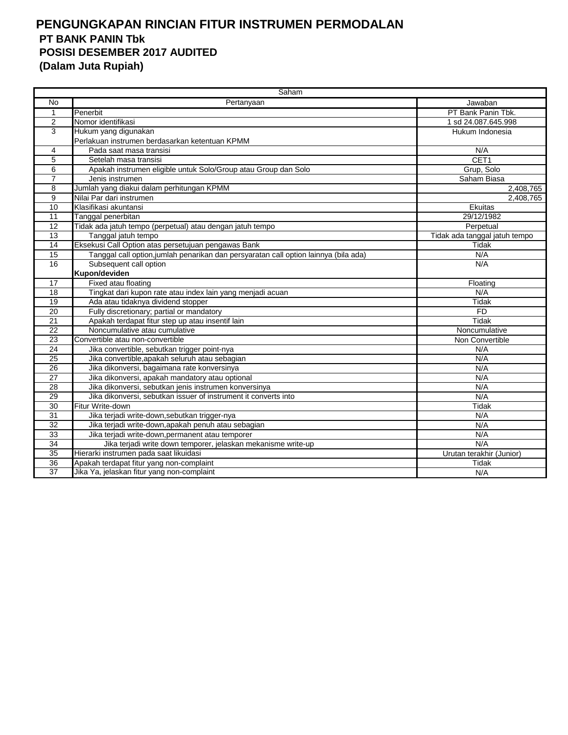# PENGUNGKAPAN RINCIAN FITUR INSTRUMEN PERMODALAN

## PT BANK PANIN Tbk

## POSISI DESEMBER 2017 AUDITED

## (Dalam Juta Rupiah)

| Saham | | |
|---|---|---|
| No | Pertanyaan | Jawaban |
| 1 | Penerbit | PT Bank Panin Tbk. |
| 2 | Nomor identifikasi | 1 sd 24.087.645.998 |
| 3 | Hukum yang digunakan | Hukum Indonesia |
| | Perlakuan instrumen berdasarkan ketentuan KPMM | |
| 4 | Pada saat masa transisi | N/A |
| 5 | Setelah masa transisi | CET1 |
| 6 | Apakah instrumen eligible untuk Solo/Group atau Group dan Solo | Grup, Solo |
| 7 | Jenis instrumen | Saham Biasa |
| 8 | Jumlah yang diakui dalam perhitungan KPMM | 2,408,765 |
| 9 | Nilai Par dari instrumen | 2,408,765 |
| 10 | Klasifikasi akuntansi | Ekuitas |
| 11 | Tanggal penerbitan | 29/12/1982 |
| 12 | Tidak ada jatuh tempo (perpetual) atau dengan jatuh tempo | Perpetual |
| 13 | Tanggal jatuh tempo | Tidak ada tanggal jatuh tempo |
| 14 | Eksekusi Call Option atas persetujuan pengawas Bank | Tidak |
| 15 | Tanggal call option,jumlah penarikan dan persyaratan call option lainnya (bila ada) | N/A |
| 16 | Subsequent call option | N/A |
| | **Kupon/deviden** | |
| 17 | Fixed atau floating | Floating |
| 18 | Tingkat dari kupon rate atau index lain yang menjadi acuan | N/A |
| 19 | Ada atau tidaknya dividend stopper | Tidak |
| 20 | Fully discretionary; partial or mandatory | FD |
| 21 | Apakah terdapat fitur step up atau insentif lain | Tidak |
| 22 | Noncumulative atau cumulative | Noncumulative |
| 23 | Convertible atau non-convertible | Non Convertible |
| 24 | Jika convertible, sebutkan trigger point-nya | N/A |
| 25 | Jika convertible,apakah seluruh atau sebagian | N/A |
| 26 | Jika dikonversi, bagaimana rate konversinya | N/A |
| 27 | Jika dikonversi, apakah mandatory atau optional | N/A |
| 28 | Jika dikonversi, sebutkan jenis instrumen konversinya | N/A |
| 29 | Jika dikonversi, sebutkan issuer of instrument it converts into | N/A |
| 30 | Fitur Write-down | Tidak |
| 31 | Jika terjadi write-down,sebutkan trigger-nya | N/A |
| 32 | Jika terjadi write-down,apakah penuh atau sebagian | N/A |
| 33 | Jika terjadi write-down,permanent atau temporer | N/A |
| 34 | Jika terjadi write down temporer, jelaskan mekanisme write-up | N/A |
| 35 | Hierarki instrumen pada saat likuidasi | Urutan terakhir (Junior) |
| 36 | Apakah terdapat fitur yang non-complaint | Tidak |
| 37 | Jika Ya, jelaskan fitur yang non-complaint | N/A |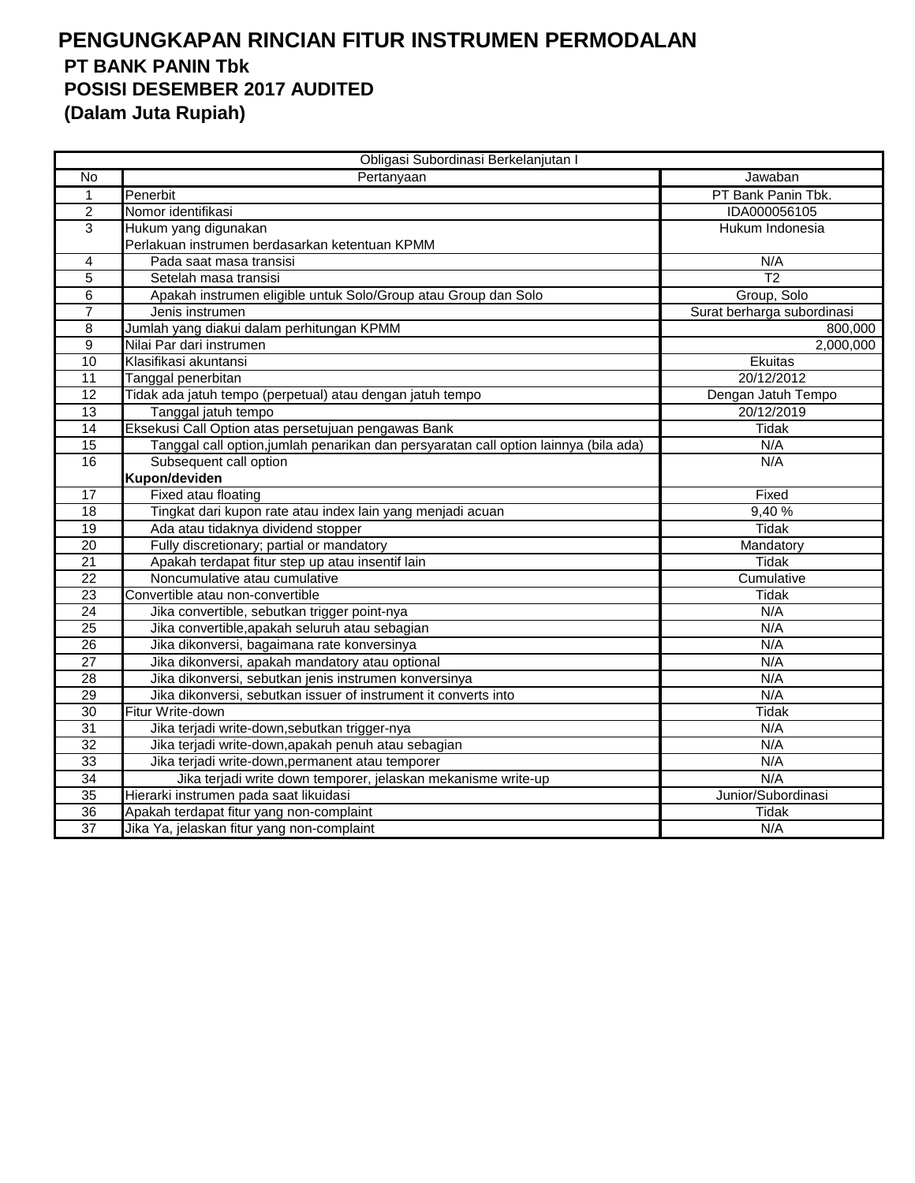# PENGUNGKAPAN RINCIAN FITUR INSTRUMEN PERMODALAN

## PT BANK PANIN Tbk

## POSISI DESEMBER 2017 AUDITED

## (Dalam Juta Rupiah)

| Obligasi Subordinasi Berkelanjutan I | | |
|---|---|---|
| No | Pertanyaan | Jawaban |
| 1 | Penerbit | PT Bank Panin Tbk. |
| 2 | Nomor identifikasi | IDA000056105 |
| 3 | Hukum yang digunakan | Hukum Indonesia |
| | Perlakuan instrumen berdasarkan ketentuan KPMM | |
| 4 | Pada saat masa transisi | N/A |
| 5 | Setelah masa transisi | T2 |
| 6 | Apakah instrumen eligible untuk Solo/Group atau Group dan Solo | Group, Solo |
| 7 | Jenis instrumen | Surat berharga subordinasi |
| 8 | Jumlah yang diakui dalam perhitungan KPMM | 800,000 |
| 9 | Nilai Par dari instrumen | 2,000,000 |
| 10 | Klasifikasi akuntansi | Ekuitas |
| 11 | Tanggal penerbitan | 20/12/2012 |
| 12 | Tidak ada jatuh tempo (perpetual) atau dengan jatuh tempo | Dengan Jatuh Tempo |
| 13 | Tanggal jatuh tempo | 20/12/2019 |
| 14 | Eksekusi Call Option atas persetujuan pengawas Bank | Tidak |
| 15 | Tanggal call option,jumlah penarikan dan persyaratan call option lainnya (bila ada) | N/A |
| 16 | Subsequent call option | N/A |
| | **Kupon/deviden** | |
| 17 | Fixed atau floating | Fixed |
| 18 | Tingkat dari kupon rate atau index lain yang menjadi acuan | 9,40 % |
| 19 | Ada atau tidaknya dividend stopper | Tidak |
| 20 | Fully discretionary; partial or mandatory | Mandatory |
| 21 | Apakah terdapat fitur step up atau insentif lain | Tidak |
| 22 | Noncumulative atau cumulative | Cumulative |
| 23 | Convertible atau non-convertible | Tidak |
| 24 | Jika convertible, sebutkan trigger point-nya | N/A |
| 25 | Jika convertible,apakah seluruh atau sebagian | N/A |
| 26 | Jika dikonversi, bagaimana rate konversinya | N/A |
| 27 | Jika dikonversi, apakah mandatory atau optional | N/A |
| 28 | Jika dikonversi, sebutkan jenis instrumen konversinya | N/A |
| 29 | Jika dikonversi, sebutkan issuer of instrument it converts into | N/A |
| 30 | Fitur Write-down | Tidak |
| 31 | Jika terjadi write-down,sebutkan trigger-nya | N/A |
| 32 | Jika terjadi write-down,apakah penuh atau sebagian | N/A |
| 33 | Jika terjadi write-down,permanent atau temporer | N/A |
| 34 | Jika terjadi write down temporer, jelaskan mekanisme write-up | N/A |
| 35 | Hierarki instrumen pada saat likuidasi | Junior/Subordinasi |
| 36 | Apakah terdapat fitur yang non-complaint | Tidak |
| 37 | Jika Ya, jelaskan fitur yang non-complaint | N/A |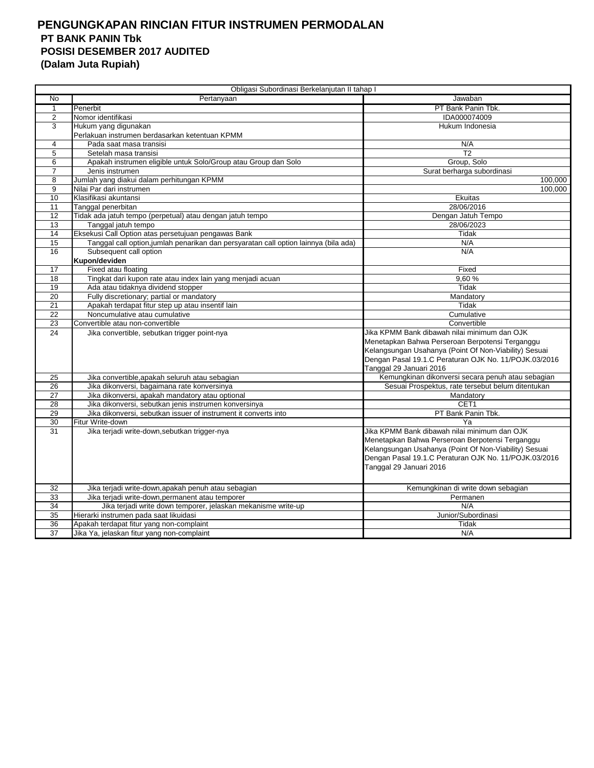# PENGUNGKAPAN RINCIAN FITUR INSTRUMEN PERMODALAN

**PT BANK PANIN Tbk**

**POSISI DESEMBER 2017 AUDITED**

**(Dalam Juta Rupiah)**

| Obligasi Subordinasi Berkelanjutan II tahap I | | |
|---|---|---|
| No | Pertanyaan | Jawaban |
| 1 | Penerbit | PT Bank Panin Tbk. |
| 2 | Nomor identifikasi | IDA000074009 |
| 3 | Hukum yang digunakan | Hukum Indonesia |
| | Perlakuan instrumen berdasarkan ketentuan KPMM | |
| 4 | Pada saat masa transisi | N/A |
| 5 | Setelah masa transisi | T2 |
| 6 | Apakah instrumen eligible untuk Solo/Group atau Group dan Solo | Group, Solo |
| 7 | Jenis instrumen | Surat berharga subordinasi |
| 8 | Jumlah yang diakui dalam perhitungan KPMM | 100,000 |
| 9 | Nilai Par dari instrumen | 100,000 |
| 10 | Klasifikasi akuntansi | Ekuitas |
| 11 | Tanggal penerbitan | 28/06/2016 |
| 12 | Tidak ada jatuh tempo (perpetual) atau dengan jatuh tempo | Dengan Jatuh Tempo |
| 13 | Tanggal jatuh tempo | 28/06/2023 |
| 14 | Eksekusi Call Option atas persetujuan pengawas Bank | Tidak |
| 15 | Tanggal call option,jumlah penarikan dan persyaratan call option lainnya (bila ada) | N/A |
| 16 | Subsequent call option | N/A |
| | **Kupon/deviden** | |
| 17 | Fixed atau floating | Fixed |
| 18 | Tingkat dari kupon rate atau index lain yang menjadi acuan | 9,60 % |
| 19 | Ada atau tidaknya dividend stopper | Tidak |
| 20 | Fully discretionary; partial or mandatory | Mandatory |
| 21 | Apakah terdapat fitur step up atau insentif lain | Tidak |
| 22 | Noncumulative atau cumulative | Cumulative |
| 23 | Convertible atau non-convertible | Convertible |
| 24 | Jika convertible, sebutkan trigger point-nya | Jika KPMM Bank dibawah nilai minimum dan OJK Menetapkan Bahwa Perseroan Berpotensi Terganggu Kelangsungan Usahanya (Point Of Non-Viability) Sesuai Dengan Pasal 19.1.C Peraturan OJK No. 11/POJK.03/2016 Tanggal 29 Januari 2016 |
| 25 | Jika convertible,apakah seluruh atau sebagian | Kemungkinan dikonversi secara penuh atau sebagian |
| 26 | Jika dikonversi, bagaimana rate konversinya | Sesuai Prospektus, rate tersebut belum ditentukan |
| 27 | Jika dikonversi, apakah mandatory atau optional | Mandatory |
| 28 | Jika dikonversi, sebutkan jenis instrumen konversinya | CET1 |
| 29 | Jika dikonversi, sebutkan issuer of instrument it converts into | PT Bank Panin Tbk. |
| 30 | Fitur Write-down | Ya |
| 31 | Jika terjadi write-down,sebutkan trigger-nya | Jika KPMM Bank dibawah nilai minimum dan OJK Menetapkan Bahwa Perseroan Berpotensi Terganggu Kelangsungan Usahanya (Point Of Non-Viability) Sesuai Dengan Pasal 19.1.C Peraturan OJK No. 11/POJK.03/2016 Tanggal 29 Januari 2016 |
| 32 | Jika terjadi write-down,apakah penuh atau sebagian | Kemungkinan di write down sebagian |
| 33 | Jika terjadi write-down,permanent atau temporer | Permanen |
| 34 | Jika terjadi write down temporer, jelaskan mekanisme write-up | N/A |
| 35 | Hierarki instrumen pada saat likuidasi | Junior/Subordinasi |
| 36 | Apakah terdapat fitur yang non-complaint | Tidak |
| 37 | Jika Ya, jelaskan fitur yang non-complaint | N/A |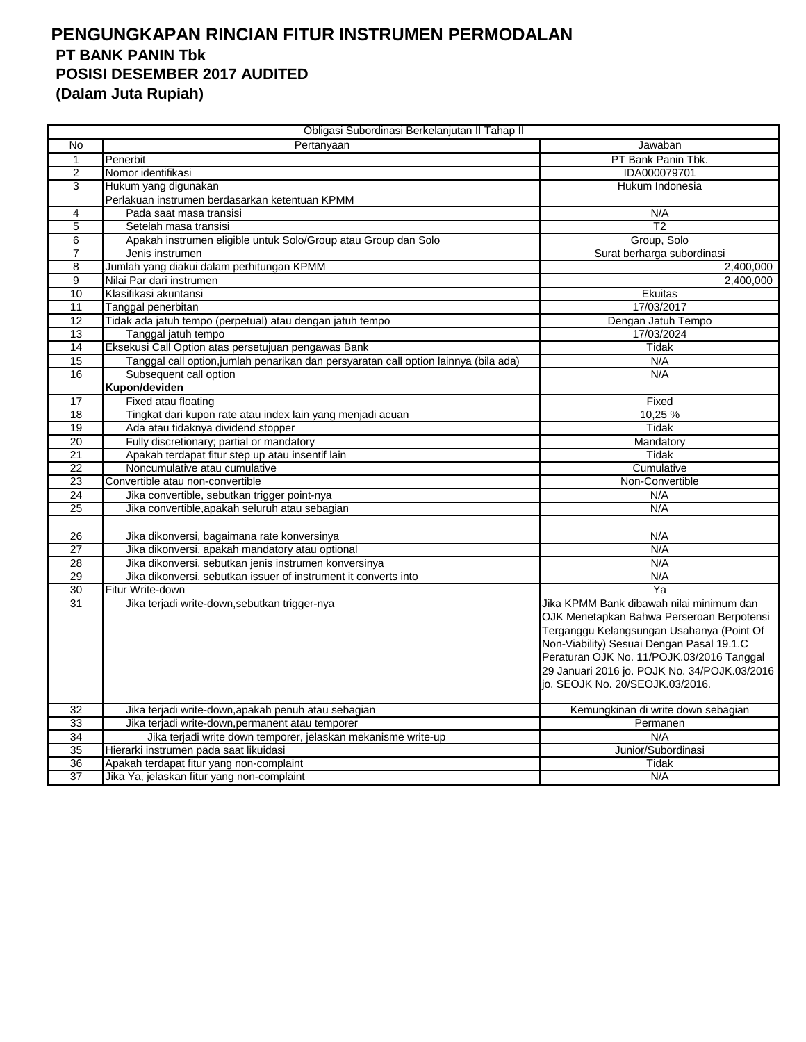# PENGUNGKAPAN RINCIAN FITUR INSTRUMEN PERMODALAN

**PT BANK PANIN Tbk**

**POSISI DESEMBER 2017 AUDITED**

**(Dalam Juta Rupiah)**

| Obligasi Subordinasi Berkelanjutan II Tahap II | | |
|---|---|---|
| No | Pertanyaan | Jawaban |
| 1 | Penerbit | PT Bank Panin Tbk. |
| 2 | Nomor identifikasi | IDA000079701 |
| 3 | Hukum yang digunakan | Hukum Indonesia |
| | Perlakuan instrumen berdasarkan ketentuan KPMM | |
| 4 | Pada saat masa transisi | N/A |
| 5 | Setelah masa transisi | T2 |
| 6 | Apakah instrumen eligible untuk Solo/Group atau Group dan Solo | Group, Solo |
| 7 | Jenis instrumen | Surat berharga subordinasi |
| 8 | Jumlah yang diakui dalam perhitungan KPMM | 2,400,000 |
| 9 | Nilai Par dari instrumen | 2,400,000 |
| 10 | Klasifikasi akuntansi | Ekuitas |
| 11 | Tanggal penerbitan | 17/03/2017 |
| 12 | Tidak ada jatuh tempo (perpetual) atau dengan jatuh tempo | Dengan Jatuh Tempo |
| 13 | Tanggal jatuh tempo | 17/03/2024 |
| 14 | Eksekusi Call Option atas persetujuan pengawas Bank | Tidak |
| 15 | Tanggal call option,jumlah penarikan dan persyaratan call option lainnya (bila ada) | N/A |
| 16 | Subsequent call option | N/A |
| | **Kupon/deviden** | |
| 17 | Fixed atau floating | Fixed |
| 18 | Tingkat dari kupon rate atau index lain yang menjadi acuan | 10,25 % |
| 19 | Ada atau tidaknya dividend stopper | Tidak |
| 20 | Fully discretionary; partial or mandatory | Mandatory |
| 21 | Apakah terdapat fitur step up atau insentif lain | Tidak |
| 22 | Noncumulative atau cumulative | Cumulative |
| 23 | Convertible atau non-convertible | Non-Convertible |
| 24 | Jika convertible, sebutkan trigger point-nya | N/A |
| 25 | Jika convertible,apakah seluruh atau sebagian | N/A |
| 26 | Jika dikonversi, bagaimana rate konversinya | N/A |
| 27 | Jika dikonversi, apakah mandatory atau optional | N/A |
| 28 | Jika dikonversi, sebutkan jenis instrumen konversinya | N/A |
| 29 | Jika dikonversi, sebutkan issuer of instrument it converts into | N/A |
| 30 | Fitur Write-down | Ya |
| 31 | Jika terjadi write-down,sebutkan trigger-nya | Jika KPMM Bank dibawah nilai minimum dan OJK Menetapkan Bahwa Perseroan Berpotensi Terganggu Kelangsungan Usahanya (Point Of Non-Viability) Sesuai Dengan Pasal 19.1.C Peraturan OJK No. 11/POJK.03/2016 Tanggal 29 Januari 2016 jo. POJK No. 34/POJK.03/2016 jo. SEOJK No. 20/SEOJK.03/2016. |
| 32 | Jika terjadi write-down,apakah penuh atau sebagian | Kemungkinan di write down sebagian |
| 33 | Jika terjadi write-down,permanent atau temporer | Permanen |
| 34 | Jika terjadi write down temporer, jelaskan mekanisme write-up | N/A |
| 35 | Hierarki instrumen pada saat likuidasi | Junior/Subordinasi |
| 36 | Apakah terdapat fitur yang non-complaint | Tidak |
| 37 | Jika Ya, jelaskan fitur yang non-complaint | N/A |